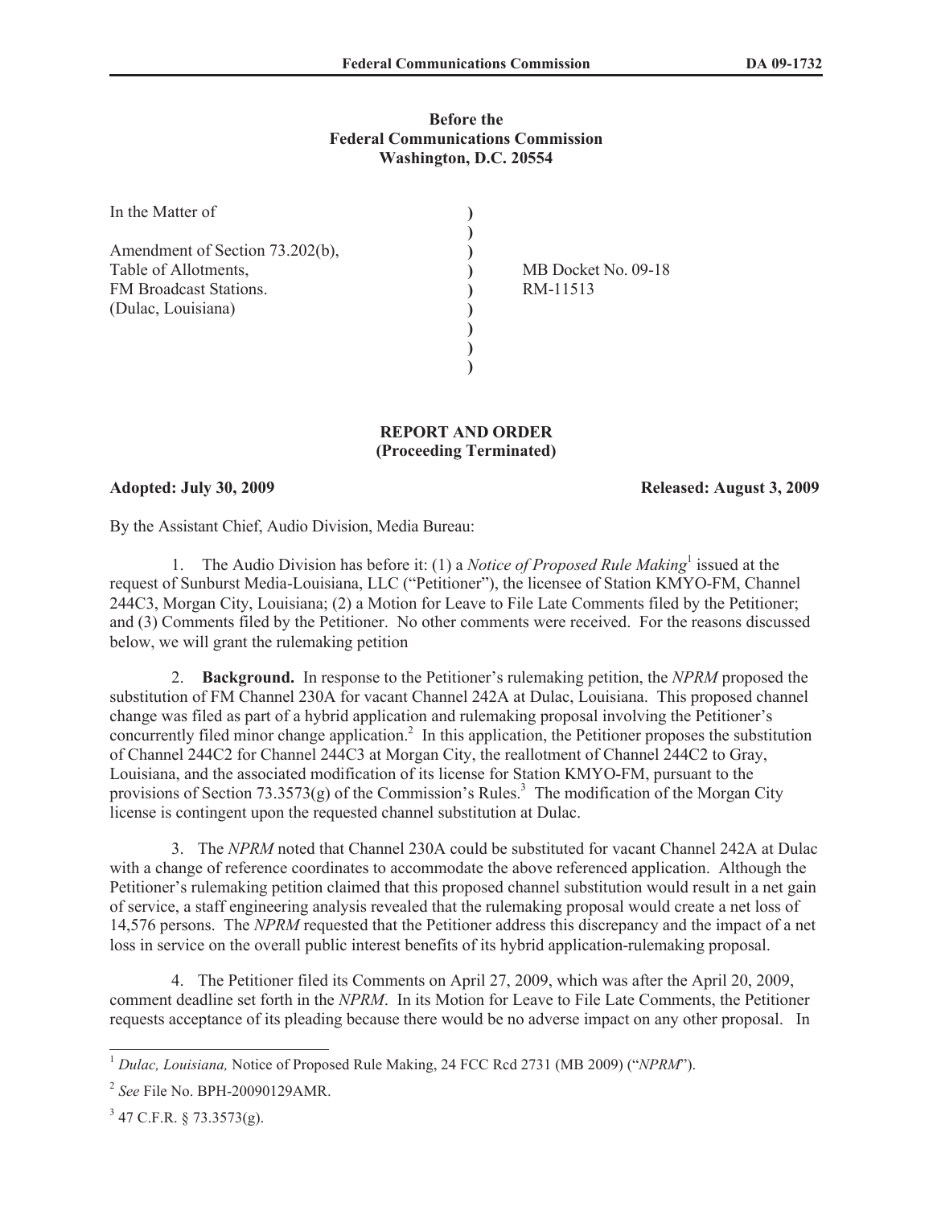**Before the**
**Federal Communications Commission**
**Washington, D.C. 20554**

| | | |
|---|---|---|
| In the Matter of<br><br>Amendment of Section 73.202(b),<br>Table of Allotments,<br>FM Broadcast Stations.<br>(Dulac, Louisiana) | )<br>)<br>)<br>)<br>)<br>)<br>)<br>)<br>) | MB Docket No. 09-18<br>RM-11513 |

**REPORT AND ORDER**
**(Proceeding Terminated)**

**Adopted: July 30, 2009** **Released: August 3, 2009**

By the Assistant Chief, Audio Division, Media Bureau:

1. The Audio Division has before it: (1) a *Notice of Proposed Rule Making*[1] issued at the request of Sunburst Media-Louisiana, LLC ("Petitioner"), the licensee of Station KMYO-FM, Channel 244C3, Morgan City, Louisiana; (2) a Motion for Leave to File Late Comments filed by the Petitioner; and (3) Comments filed by the Petitioner. No other comments were received. For the reasons discussed below, we will grant the rulemaking petition

2. **Background.** In response to the Petitioner's rulemaking petition, the *NPRM* proposed the substitution of FM Channel 230A for vacant Channel 242A at Dulac, Louisiana. This proposed channel change was filed as part of a hybrid application and rulemaking proposal involving the Petitioner's concurrently filed minor change application.[2] In this application, the Petitioner proposes the substitution of Channel 244C2 for Channel 244C3 at Morgan City, the reallotment of Channel 244C2 to Gray, Louisiana, and the associated modification of its license for Station KMYO-FM, pursuant to the provisions of Section 73.3573(g) of the Commission's Rules.[3] The modification of the Morgan City license is contingent upon the requested channel substitution at Dulac.

3. The *NPRM* noted that Channel 230A could be substituted for vacant Channel 242A at Dulac with a change of reference coordinates to accommodate the above referenced application. Although the Petitioner's rulemaking petition claimed that this proposed channel substitution would result in a net gain of service, a staff engineering analysis revealed that the rulemaking proposal would create a net loss of 14,576 persons. The *NPRM* requested that the Petitioner address this discrepancy and the impact of a net loss in service on the overall public interest benefits of its hybrid application-rulemaking proposal.

4. The Petitioner filed its Comments on April 27, 2009, which was after the April 20, 2009, comment deadline set forth in the *NPRM*. In its Motion for Leave to File Late Comments, the Petitioner requests acceptance of its pleading because there would be no adverse impact on any other proposal. In

---

[1] *Dulac, Louisiana,* Notice of Proposed Rule Making, 24 FCC Rcd 2731 (MB 2009) ("*NPRM*").

[2] *See* File No. BPH-20090129AMR.

[3] 47 C.F.R. § 73.3573(g).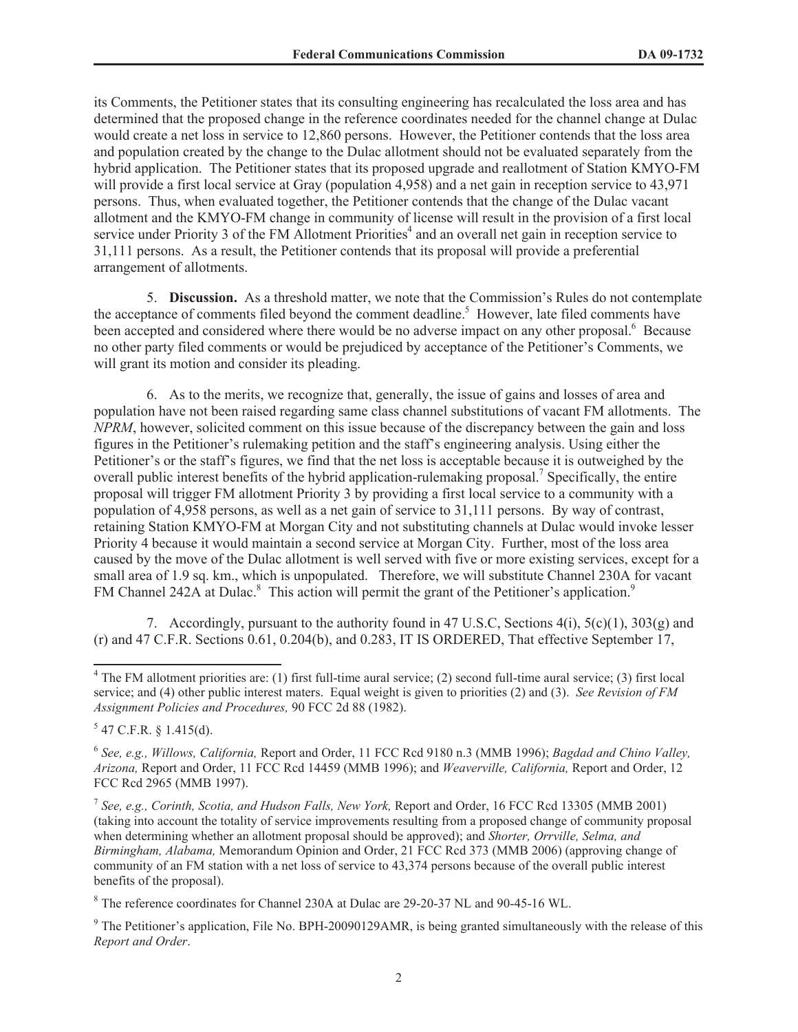its Comments, the Petitioner states that its consulting engineering has recalculated the loss area and has determined that the proposed change in the reference coordinates needed for the channel change at Dulac would create a net loss in service to 12,860 persons. However, the Petitioner contends that the loss area and population created by the change to the Dulac allotment should not be evaluated separately from the hybrid application. The Petitioner states that its proposed upgrade and reallotment of Station KMYO-FM will provide a first local service at Gray (population 4,958) and a net gain in reception service to 43,971 persons. Thus, when evaluated together, the Petitioner contends that the change of the Dulac vacant allotment and the KMYO-FM change in community of license will result in the provision of a first local service under Priority 3 of the FM Allotment Priorities[4] and an overall net gain in reception service to 31,111 persons. As a result, the Petitioner contends that its proposal will provide a preferential arrangement of allotments.

5. **Discussion.** As a threshold matter, we note that the Commission's Rules do not contemplate the acceptance of comments filed beyond the comment deadline.[5] However, late filed comments have been accepted and considered where there would be no adverse impact on any other proposal.[6] Because no other party filed comments or would be prejudiced by acceptance of the Petitioner's Comments, we will grant its motion and consider its pleading.

6. As to the merits, we recognize that, generally, the issue of gains and losses of area and population have not been raised regarding same class channel substitutions of vacant FM allotments. The *NPRM*, however, solicited comment on this issue because of the discrepancy between the gain and loss figures in the Petitioner's rulemaking petition and the staff's engineering analysis. Using either the Petitioner's or the staff's figures, we find that the net loss is acceptable because it is outweighed by the overall public interest benefits of the hybrid application-rulemaking proposal.[7] Specifically, the entire proposal will trigger FM allotment Priority 3 by providing a first local service to a community with a population of 4,958 persons, as well as a net gain of service to 31,111 persons. By way of contrast, retaining Station KMYO-FM at Morgan City and not substituting channels at Dulac would invoke lesser Priority 4 because it would maintain a second service at Morgan City. Further, most of the loss area caused by the move of the Dulac allotment is well served with five or more existing services, except for a small area of 1.9 sq. km., which is unpopulated. Therefore, we will substitute Channel 230A for vacant FM Channel 242A at Dulac.[8] This action will permit the grant of the Petitioner's application.[9]

7. Accordingly, pursuant to the authority found in 47 U.S.C, Sections 4(i), 5(c)(1), 303(g) and (r) and 47 C.F.R. Sections 0.61, 0.204(b), and 0.283, IT IS ORDERED, That effective September 17,

---

[4] The FM allotment priorities are: (1) first full-time aural service; (2) second full-time aural service; (3) first local service; and (4) other public interest maters. Equal weight is given to priorities (2) and (3). *See Revision of FM Assignment Policies and Procedures,* 90 FCC 2d 88 (1982).

[5] 47 C.F.R. § 1.415(d).

[6] *See, e.g., Willows, California,* Report and Order, 11 FCC Rcd 9180 n.3 (MMB 1996); *Bagdad and Chino Valley, Arizona,* Report and Order, 11 FCC Rcd 14459 (MMB 1996); and *Weaverville, California,* Report and Order, 12 FCC Rcd 2965 (MMB 1997).

[7] *See, e.g., Corinth, Scotia, and Hudson Falls, New York,* Report and Order, 16 FCC Rcd 13305 (MMB 2001) (taking into account the totality of service improvements resulting from a proposed change of community proposal when determining whether an allotment proposal should be approved); and *Shorter, Orrville, Selma, and Birmingham, Alabama,* Memorandum Opinion and Order, 21 FCC Rcd 373 (MMB 2006) (approving change of community of an FM station with a net loss of service to 43,374 persons because of the overall public interest benefits of the proposal).

[8] The reference coordinates for Channel 230A at Dulac are 29-20-37 NL and 90-45-16 WL.

[9] The Petitioner's application, File No. BPH-20090129AMR, is being granted simultaneously with the release of this *Report and Order*.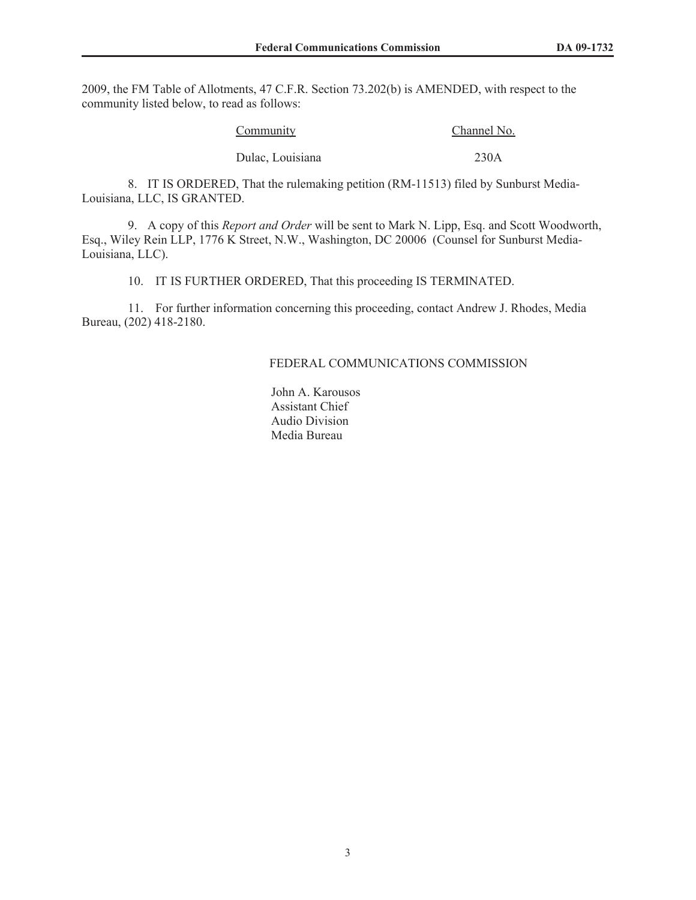2009, the FM Table of Allotments, 47 C.F.R. Section 73.202(b) is AMENDED, with respect to the community listed below, to read as follows:

| Community | Channel No. |
| --- | --- |
| Dulac, Louisiana | 230A |

8. IT IS ORDERED, That the rulemaking petition (RM-11513) filed by Sunburst Media-Louisiana, LLC, IS GRANTED.

9. A copy of this *Report and Order* will be sent to Mark N. Lipp, Esq. and Scott Woodworth, Esq., Wiley Rein LLP, 1776 K Street, N.W., Washington, DC 20006 (Counsel for Sunburst Media-Louisiana, LLC).

10. IT IS FURTHER ORDERED, That this proceeding IS TERMINATED.

11. For further information concerning this proceeding, contact Andrew J. Rhodes, Media Bureau, (202) 418-2180.

FEDERAL COMMUNICATIONS COMMISSION

John A. Karousos
Assistant Chief
Audio Division
Media Bureau